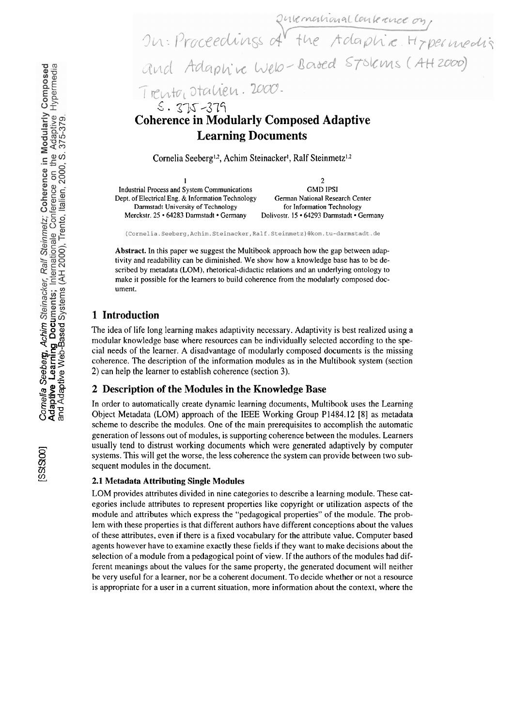In: Proceedings of the International Conference on Adaptive Hypermedia and Adaptive Web-Based Systems (AH 2000) Trento, Italien. 2000. S. 375-379

# Coherence in Modularly Composed Adaptive Learning Documents

Cornelia Seeberg[1,2], Achim Steinacker[1], Ralf Steinmetz[1,2]

1
Industrial Process and System Communications
Dept. of Electrical Eng. & Information Technology
Darmstadt University of Technology
Merckstr. 25 • 64283 Darmstadt • Germany

2
GMD IPSI
German National Research Center
for Information Technology
Dolivostr. 15 • 64293 Darmstadt • Germany

{Cornelia.Seeberg,Achim.Steinacker,Ralf.Steinmetz}@kom.tu-darmstadt.de

**Abstract.** In this paper we suggest the Multibook approach how the gap between adaptivity and readability can be diminished. We show how a knowledge base has to be described by metadata (LOM), rhetorical-didactic relations and an underlying ontology to make it possible for the learners to build coherence from the modularly composed document.

## 1 Introduction

The idea of life long learning makes adaptivity necessary. Adaptivity is best realized using a modular knowledge base where resources can be individually selected according to the special needs of the learner. A disadvantage of modularly composed documents is the missing coherence. The description of the information modules as in the Multibook system (section 2) can help the learner to establish coherence (section 3).

## 2 Description of the Modules in the Knowledge Base

In order to automatically create dynamic learning documents, Multibook uses the Learning Object Metadata (LOM) approach of the IEEE Working Group P1484.12 [8] as metadata scheme to describe the modules. One of the main prerequisites to accomplish the automatic generation of lessons out of modules, is supporting coherence between the modules. Learners usually tend to distrust working documents which were generated adaptively by computer systems. This will get the worse, the less coherence the system can provide between two subsequent modules in the document.

### 2.1 Metadata Attributing Single Modules

LOM provides attributes divided in nine categories to describe a learning module. These categories include attributes to represent properties like copyright or utilization aspects of the module and attributes which express the "pedagogical properties" of the module. The problem with these properties is that different authors have different conceptions about the values of these attributes, even if there is a fixed vocabulary for the attribute value. Computer based agents however have to examine exactly these fields if they want to make decisions about the selection of a module from a pedagogical point of view. If the authors of the modules had different meanings about the values for the same property, the generated document will neither be very useful for a learner, nor be a coherent document. To decide whether or not a resource is appropriate for a user in a current situation, more information about the context, where the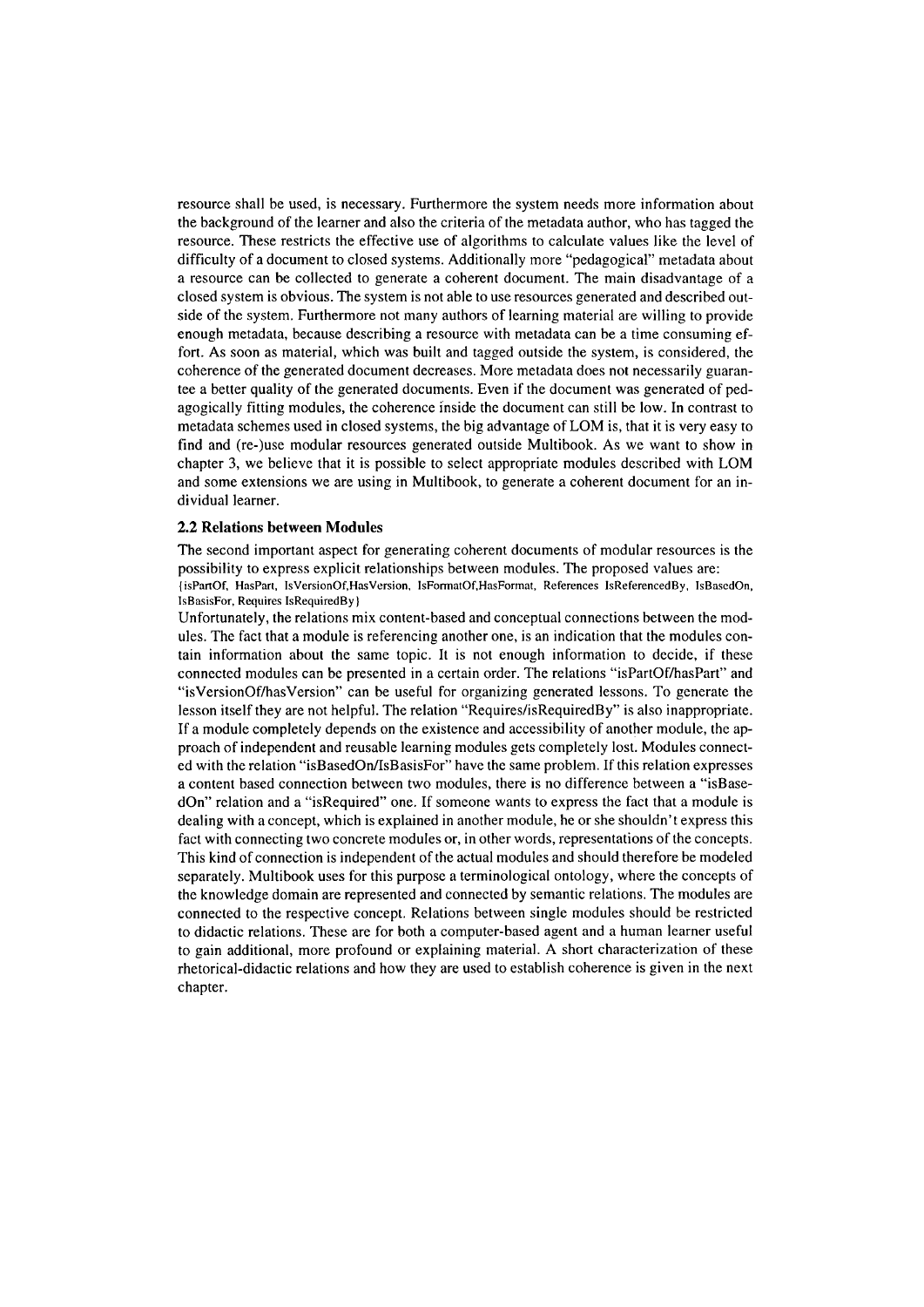resource shall be used, is necessary. Furthermore the system needs more information about the background of the learner and also the criteria of the metadata author, who has tagged the resource. These restricts the effective use of algorithms to calculate values like the level of difficulty of a document to closed systems. Additionally more "pedagogical" metadata about a resource can be collected to generate a coherent document. The main disadvantage of a closed system is obvious. The system is not able to use resources generated and described outside of the system. Furthermore not many authors of learning material are willing to provide enough metadata, because describing a resource with metadata can be a time consuming effort. As soon as material, which was built and tagged outside the system, is considered, the coherence of the generated document decreases. More metadata does not necessarily guarantee a better quality of the generated documents. Even if the document was generated of pedagogically fitting modules, the coherence inside the document can still be low. In contrast to metadata schemes used in closed systems, the big advantage of LOM is, that it is very easy to find and (re-)use modular resources generated outside Multibook. As we want to show in chapter 3, we believe that it is possible to select appropriate modules described with LOM and some extensions we are using in Multibook, to generate a coherent document for an individual learner.

### 2.2 Relations between Modules

The second important aspect for generating coherent documents of modular resources is the possibility to express explicit relationships between modules. The proposed values are:
{isPartOf, HasPart, IsVersionOf,HasVersion, IsFormatOf,HasFormat, References IsReferencedBy, IsBasedOn, IsBasisFor, Requires IsRequiredBy}

Unfortunately, the relations mix content-based and conceptual connections between the modules. The fact that a module is referencing another one, is an indication that the modules contain information about the same topic. It is not enough information to decide, if these connected modules can be presented in a certain order. The relations "isPartOf/hasPart" and "isVersionOf/hasVersion" can be useful for organizing generated lessons. To generate the lesson itself they are not helpful. The relation "Requires/isRequiredBy" is also inappropriate. If a module completely depends on the existence and accessibility of another module, the approach of independent and reusable learning modules gets completely lost. Modules connected with the relation "isBasedOn/IsBasisFor" have the same problem. If this relation expresses a content based connection between two modules, there is no difference between a "isBasedOn" relation and a "isRequired" one. If someone wants to express the fact that a module is dealing with a concept, which is explained in another module, he or she shouldn't express this fact with connecting two concrete modules or, in other words, representations of the concepts. This kind of connection is independent of the actual modules and should therefore be modeled separately. Multibook uses for this purpose a terminological ontology, where the concepts of the knowledge domain are represented and connected by semantic relations. The modules are connected to the respective concept. Relations between single modules should be restricted to didactic relations. These are for both a computer-based agent and a human learner useful to gain additional, more profound or explaining material. A short characterization of these rhetorical-didactic relations and how they are used to establish coherence is given in the next chapter.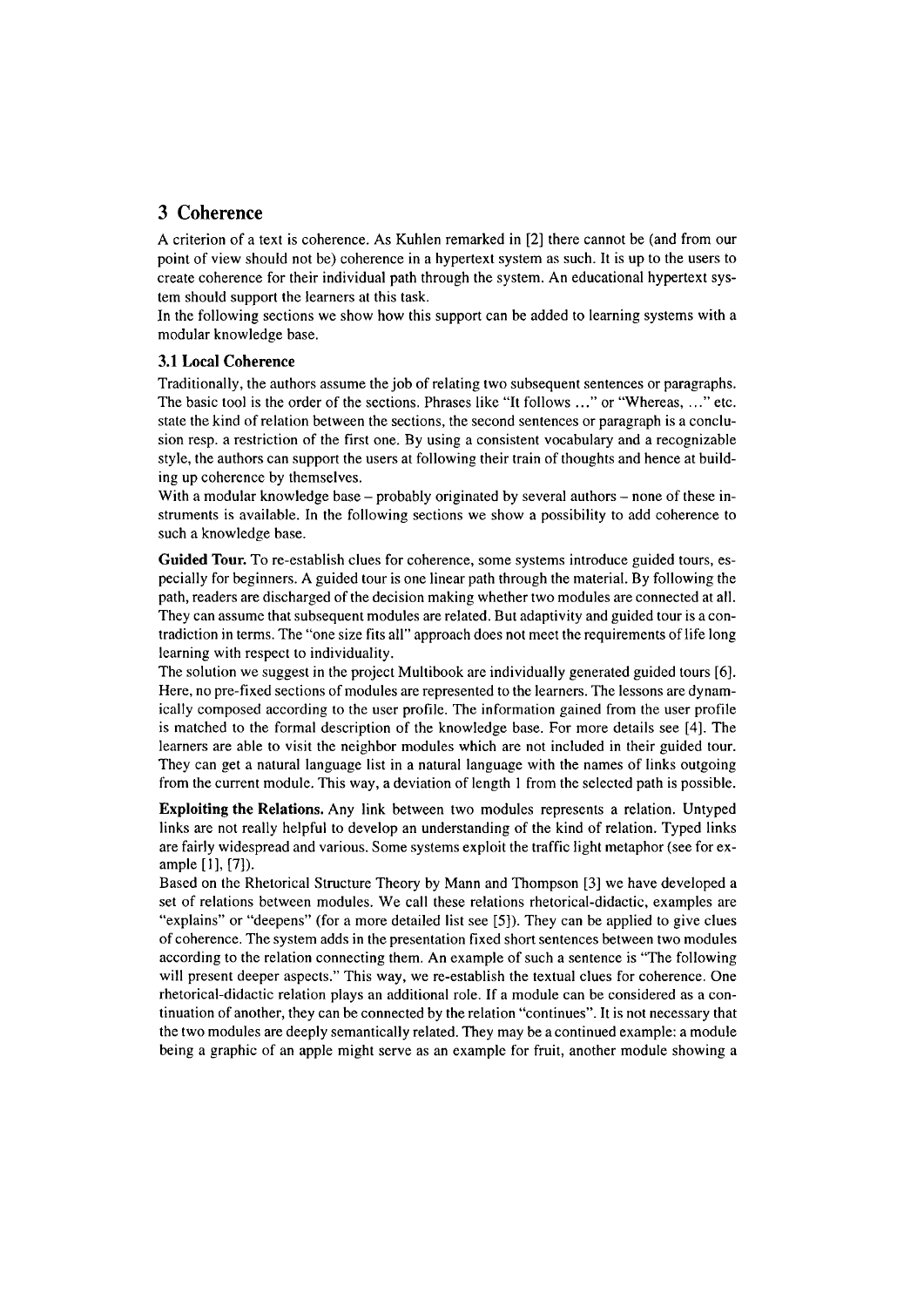## 3 Coherence

A criterion of a text is coherence. As Kuhlen remarked in [2] there cannot be (and from our point of view should not be) coherence in a hypertext system as such. It is up to the users to create coherence for their individual path through the system. An educational hypertext system should support the learners at this task.

In the following sections we show how this support can be added to learning systems with a modular knowledge base.

### 3.1 Local Coherence

Traditionally, the authors assume the job of relating two subsequent sentences or paragraphs. The basic tool is the order of the sections. Phrases like "It follows ..." or "Whereas, ..." etc. state the kind of relation between the sections, the second sentences or paragraph is a conclusion resp. a restriction of the first one. By using a consistent vocabulary and a recognizable style, the authors can support the users at following their train of thoughts and hence at building up coherence by themselves.

With a modular knowledge base – probably originated by several authors – none of these instruments is available. In the following sections we show a possibility to add coherence to such a knowledge base.

**Guided Tour.** To re-establish clues for coherence, some systems introduce guided tours, especially for beginners. A guided tour is one linear path through the material. By following the path, readers are discharged of the decision making whether two modules are connected at all. They can assume that subsequent modules are related. But adaptivity and guided tour is a contradiction in terms. The "one size fits all" approach does not meet the requirements of life long learning with respect to individuality.

The solution we suggest in the project Multibook are individually generated guided tours [6]. Here, no pre-fixed sections of modules are represented to the learners. The lessons are dynamically composed according to the user profile. The information gained from the user profile is matched to the formal description of the knowledge base. For more details see [4]. The learners are able to visit the neighbor modules which are not included in their guided tour. They can get a natural language list in a natural language with the names of links outgoing from the current module. This way, a deviation of length 1 from the selected path is possible.

**Exploiting the Relations.** Any link between two modules represents a relation. Untyped links are not really helpful to develop an understanding of the kind of relation. Typed links are fairly widespread and various. Some systems exploit the traffic light metaphor (see for example [1], [7]).

Based on the Rhetorical Structure Theory by Mann and Thompson [3] we have developed a set of relations between modules. We call these relations rhetorical-didactic, examples are "explains" or "deepens" (for a more detailed list see [5]). They can be applied to give clues of coherence. The system adds in the presentation fixed short sentences between two modules according to the relation connecting them. An example of such a sentence is "The following will present deeper aspects." This way, we re-establish the textual clues for coherence. One rhetorical-didactic relation plays an additional role. If a module can be considered as a continuation of another, they can be connected by the relation "continues". It is not necessary that the two modules are deeply semantically related. They may be a continued example: a module being a graphic of an apple might serve as an example for fruit, another module showing a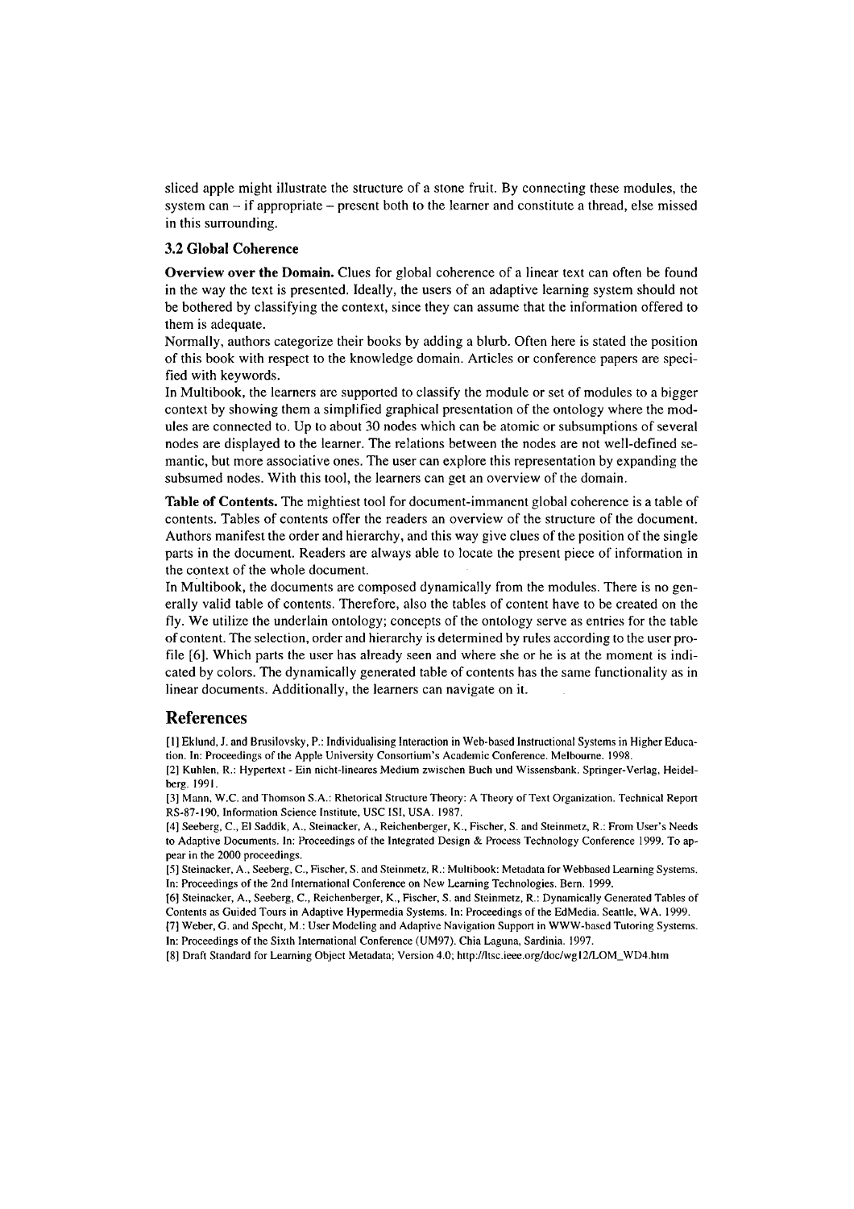sliced apple might illustrate the structure of a stone fruit. By connecting these modules, the system can – if appropriate – present both to the learner and constitute a thread, else missed in this surrounding.

### 3.2 Global Coherence

**Overview over the Domain.** Clues for global coherence of a linear text can often be found in the way the text is presented. Ideally, the users of an adaptive learning system should not be bothered by classifying the context, since they can assume that the information offered to them is adequate.

Normally, authors categorize their books by adding a blurb. Often here is stated the position of this book with respect to the knowledge domain. Articles or conference papers are specified with keywords.

In Multibook, the learners are supported to classify the module or set of modules to a bigger context by showing them a simplified graphical presentation of the ontology where the modules are connected to. Up to about 30 nodes which can be atomic or subsumptions of several nodes are displayed to the learner. The relations between the nodes are not well-defined semantic, but more associative ones. The user can explore this representation by expanding the subsumed nodes. With this tool, the learners can get an overview of the domain.

**Table of Contents.** The mightiest tool for document-immanent global coherence is a table of contents. Tables of contents offer the readers an overview of the structure of the document. Authors manifest the order and hierarchy, and this way give clues of the position of the single parts in the document. Readers are always able to locate the present piece of information in the context of the whole document.

In Multibook, the documents are composed dynamically from the modules. There is no generally valid table of contents. Therefore, also the tables of content have to be created on the fly. We utilize the underlain ontology; concepts of the ontology serve as entries for the table of content. The selection, order and hierarchy is determined by rules according to the user profile [6]. Which parts the user has already seen and where she or he is at the moment is indicated by colors. The dynamically generated table of contents has the same functionality as in linear documents. Additionally, the learners can navigate on it.

## References

[1] Eklund, J. and Brusilovsky, P.: Individualising Interaction in Web-based Instructional Systems in Higher Education. In: Proceedings of the Apple University Consortium's Academic Conference. Melbourne. 1998.

[2] Kuhlen, R.: Hypertext - Ein nicht-lineares Medium zwischen Buch und Wissensbank. Springer-Verlag, Heidelberg. 1991.

[3] Mann, W.C. and Thomson S.A.: Rhetorical Structure Theory: A Theory of Text Organization. Technical Report RS-87-190, Information Science Institute, USC ISI, USA. 1987.

[4] Seeberg, C., El Saddik, A., Steinacker, A., Reichenberger, K., Fischer, S. and Steinmetz, R.: From User's Needs to Adaptive Documents. In: Proceedings of the Integrated Design & Process Technology Conference 1999. To appear in the 2000 proceedings.

[5] Steinacker, A., Seeberg, C., Fischer, S. and Steinmetz, R.: Multibook: Metadata for Webbased Learning Systems. In: Proceedings of the 2nd International Conference on New Learning Technologies. Bern. 1999.

[6] Steinacker, A., Seeberg, C., Reichenberger, K., Fischer, S. and Steinmetz, R.: Dynamically Generated Tables of Contents as Guided Tours in Adaptive Hypermedia Systems. In: Proceedings of the EdMedia. Seattle, WA. 1999.

[7] Weber, G. and Specht, M.: User Modeling and Adaptive Navigation Support in WWW-based Tutoring Systems. In: Proceedings of the Sixth International Conference (UM97). Chia Laguna, Sardinia. 1997.

[8] Draft Standard for Learning Object Metadata; Version 4.0; http://ltsc.ieee.org/doc/wg12/LOM_WD4.htm